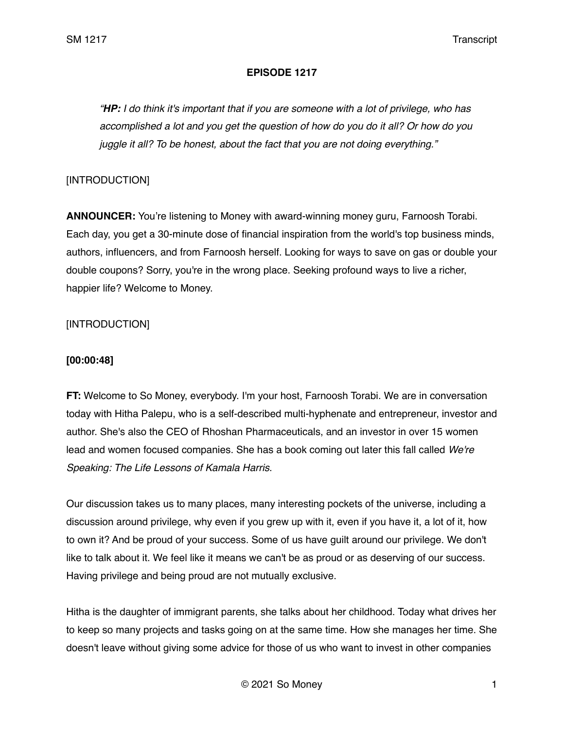**EPISODE 1217**

> *"**HP:** I do think it's important that if you are someone with a lot of privilege, who has accomplished a lot and you get the question of how do you do it all? Or how do you juggle it all? To be honest, about the fact that you are not doing everything."*

[INTRODUCTION]

**ANNOUNCER:** You're listening to Money with award-winning money guru, Farnoosh Torabi. Each day, you get a 30-minute dose of financial inspiration from the world's top business minds, authors, influencers, and from Farnoosh herself. Looking for ways to save on gas or double your double coupons? Sorry, you're in the wrong place. Seeking profound ways to live a richer, happier life? Welcome to Money.

[INTRODUCTION]

**[00:00:48]**

**FT:** Welcome to So Money, everybody. I'm your host, Farnoosh Torabi. We are in conversation today with Hitha Palepu, who is a self-described multi-hyphenate and entrepreneur, investor and author. She's also the CEO of Rhoshan Pharmaceuticals, and an investor in over 15 women lead and women focused companies. She has a book coming out later this fall called *We're Speaking: The Life Lessons of Kamala Harris*.

Our discussion takes us to many places, many interesting pockets of the universe, including a discussion around privilege, why even if you grew up with it, even if you have it, a lot of it, how to own it? And be proud of your success. Some of us have guilt around our privilege. We don't like to talk about it. We feel like it means we can't be as proud or as deserving of our success. Having privilege and being proud are not mutually exclusive.

Hitha is the daughter of immigrant parents, she talks about her childhood. Today what drives her to keep so many projects and tasks going on at the same time. How she manages her time. She doesn't leave without giving some advice for those of us who want to invest in other companies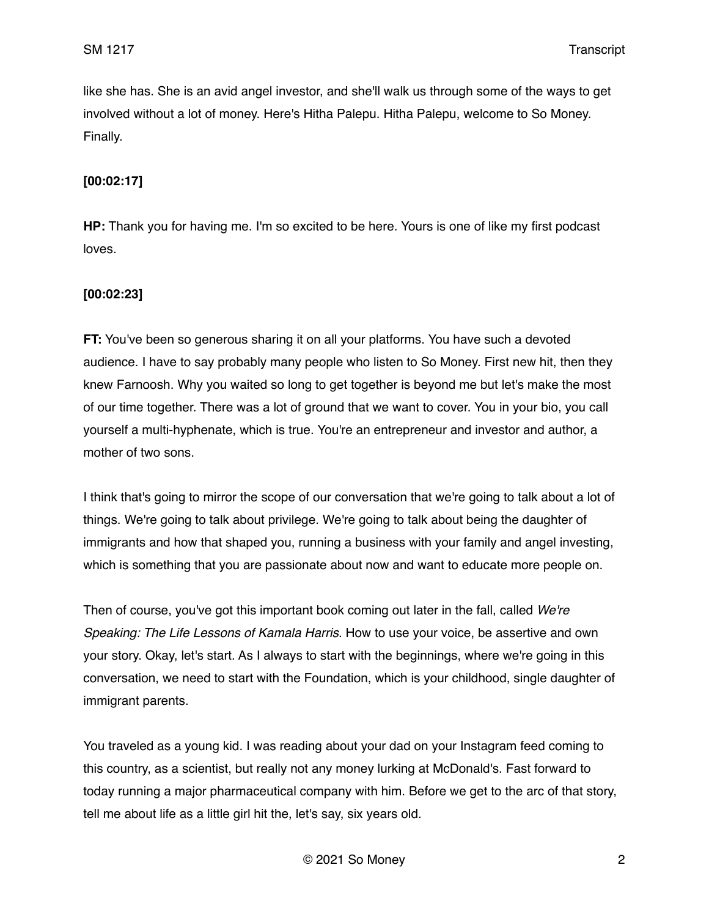like she has. She is an avid angel investor, and she'll walk us through some of the ways to get involved without a lot of money. Here's Hitha Palepu. Hitha Palepu, welcome to So Money. Finally.

**[00:02:17]**

**HP:** Thank you for having me. I'm so excited to be here. Yours is one of like my first podcast loves.

**[00:02:23]**

**FT:** You've been so generous sharing it on all your platforms. You have such a devoted audience. I have to say probably many people who listen to So Money. First new hit, then they knew Farnoosh. Why you waited so long to get together is beyond me but let's make the most of our time together. There was a lot of ground that we want to cover. You in your bio, you call yourself a multi-hyphenate, which is true. You're an entrepreneur and investor and author, a mother of two sons.

I think that's going to mirror the scope of our conversation that we're going to talk about a lot of things. We're going to talk about privilege. We're going to talk about being the daughter of immigrants and how that shaped you, running a business with your family and angel investing, which is something that you are passionate about now and want to educate more people on.

Then of course, you've got this important book coming out later in the fall, called *We're Speaking: The Life Lessons of Kamala Harris*. How to use your voice, be assertive and own your story. Okay, let's start. As I always to start with the beginnings, where we're going in this conversation, we need to start with the Foundation, which is your childhood, single daughter of immigrant parents.

You traveled as a young kid. I was reading about your dad on your Instagram feed coming to this country, as a scientist, but really not any money lurking at McDonald's. Fast forward to today running a major pharmaceutical company with him. Before we get to the arc of that story, tell me about life as a little girl hit the, let's say, six years old.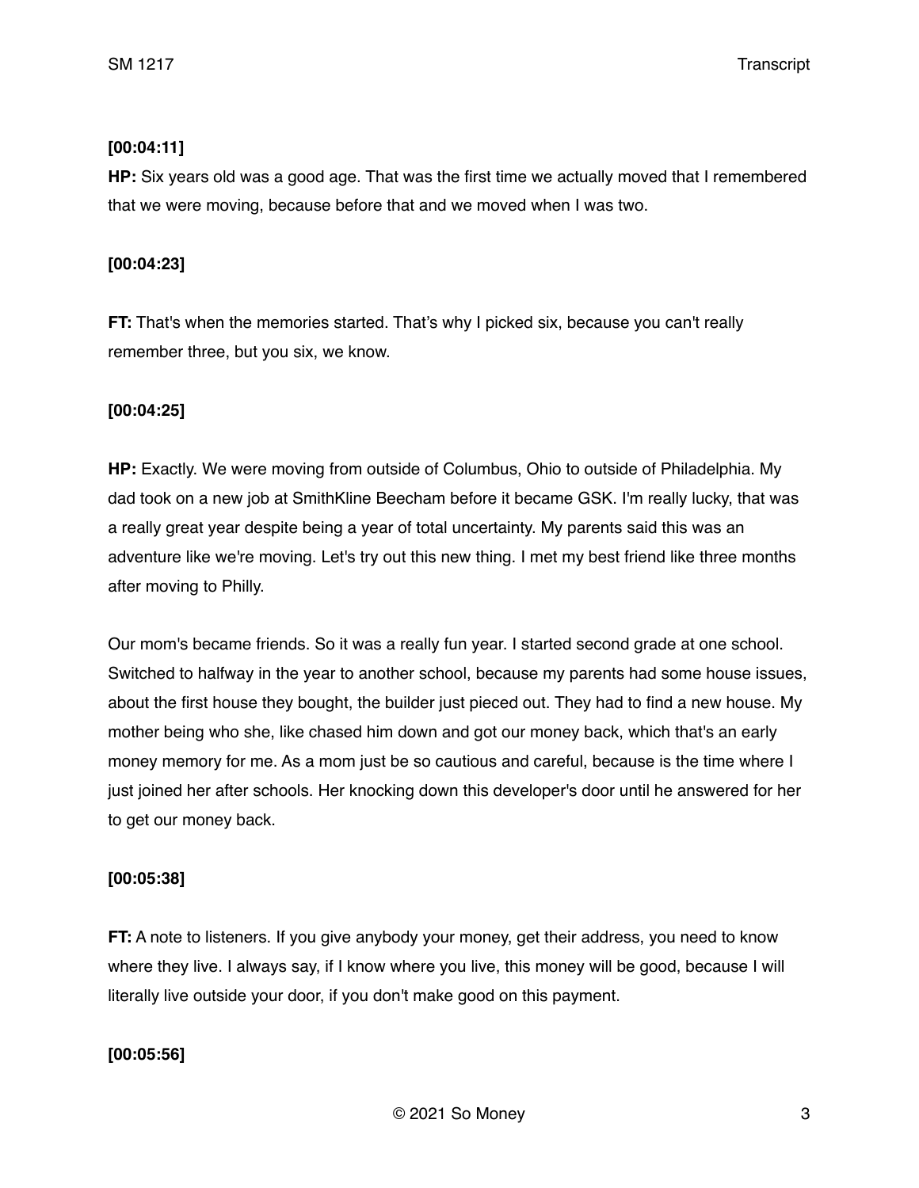**[00:04:11]**

**HP:** Six years old was a good age. That was the first time we actually moved that I remembered that we were moving, because before that and we moved when I was two.

**[00:04:23]**

**FT:** That's when the memories started. That's why I picked six, because you can't really remember three, but you six, we know.

**[00:04:25]**

**HP:** Exactly. We were moving from outside of Columbus, Ohio to outside of Philadelphia. My dad took on a new job at SmithKline Beecham before it became GSK. I'm really lucky, that was a really great year despite being a year of total uncertainty. My parents said this was an adventure like we're moving. Let's try out this new thing. I met my best friend like three months after moving to Philly.

Our mom's became friends. So it was a really fun year. I started second grade at one school. Switched to halfway in the year to another school, because my parents had some house issues, about the first house they bought, the builder just pieced out. They had to find a new house. My mother being who she, like chased him down and got our money back, which that's an early money memory for me. As a mom just be so cautious and careful, because is the time where I just joined her after schools. Her knocking down this developer's door until he answered for her to get our money back.

**[00:05:38]**

**FT:** A note to listeners. If you give anybody your money, get their address, you need to know where they live. I always say, if I know where you live, this money will be good, because I will literally live outside your door, if you don't make good on this payment.

**[00:05:56]**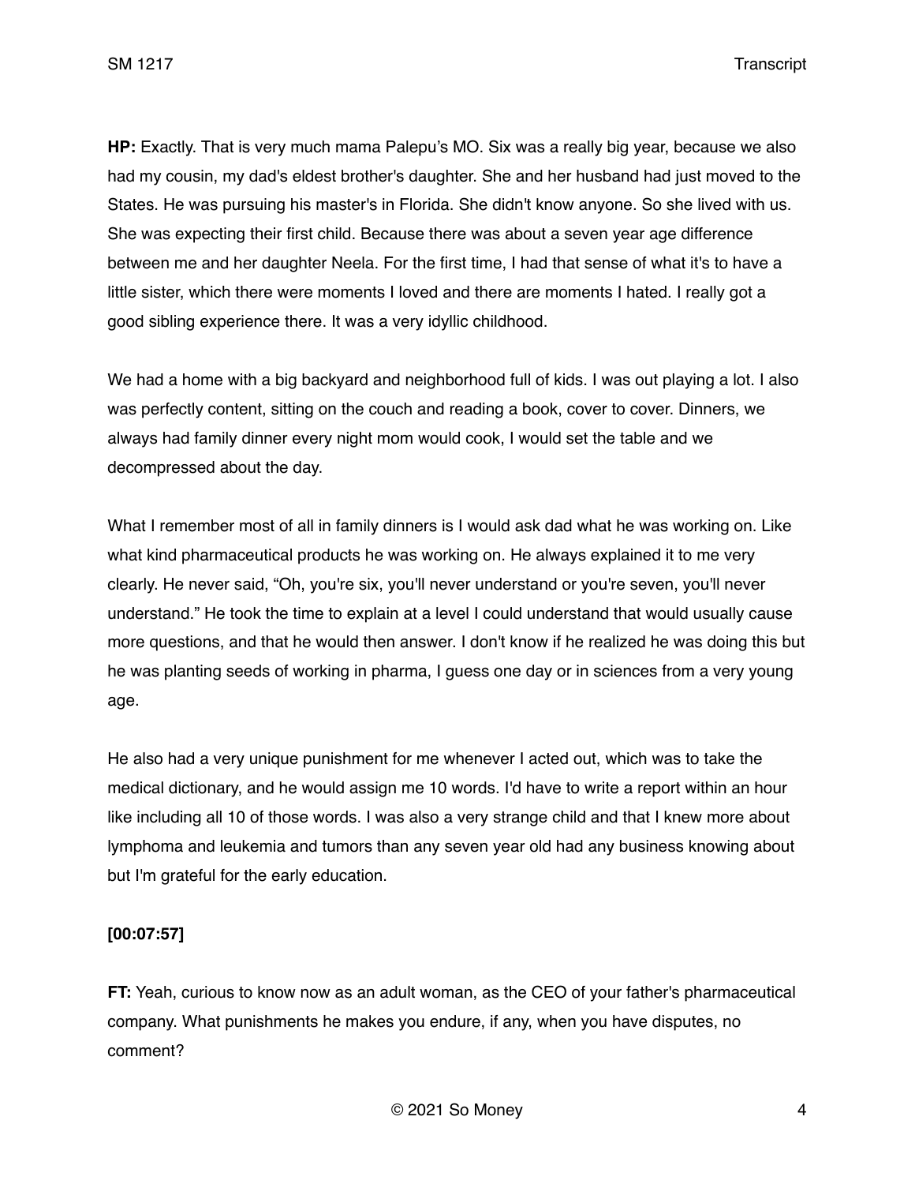**HP:** Exactly. That is very much mama Palepu's MO. Six was a really big year, because we also had my cousin, my dad's eldest brother's daughter. She and her husband had just moved to the States. He was pursuing his master's in Florida. She didn't know anyone. So she lived with us. She was expecting their first child. Because there was about a seven year age difference between me and her daughter Neela. For the first time, I had that sense of what it's to have a little sister, which there were moments I loved and there are moments I hated. I really got a good sibling experience there. It was a very idyllic childhood.

We had a home with a big backyard and neighborhood full of kids. I was out playing a lot. I also was perfectly content, sitting on the couch and reading a book, cover to cover. Dinners, we always had family dinner every night mom would cook, I would set the table and we decompressed about the day.

What I remember most of all in family dinners is I would ask dad what he was working on. Like what kind pharmaceutical products he was working on. He always explained it to me very clearly. He never said, "Oh, you're six, you'll never understand or you're seven, you'll never understand." He took the time to explain at a level I could understand that would usually cause more questions, and that he would then answer. I don't know if he realized he was doing this but he was planting seeds of working in pharma, I guess one day or in sciences from a very young age.

He also had a very unique punishment for me whenever I acted out, which was to take the medical dictionary, and he would assign me 10 words. I'd have to write a report within an hour like including all 10 of those words. I was also a very strange child and that I knew more about lymphoma and leukemia and tumors than any seven year old had any business knowing about but I'm grateful for the early education.

**[00:07:57]**

**FT:** Yeah, curious to know now as an adult woman, as the CEO of your father's pharmaceutical company. What punishments he makes you endure, if any, when you have disputes, no comment?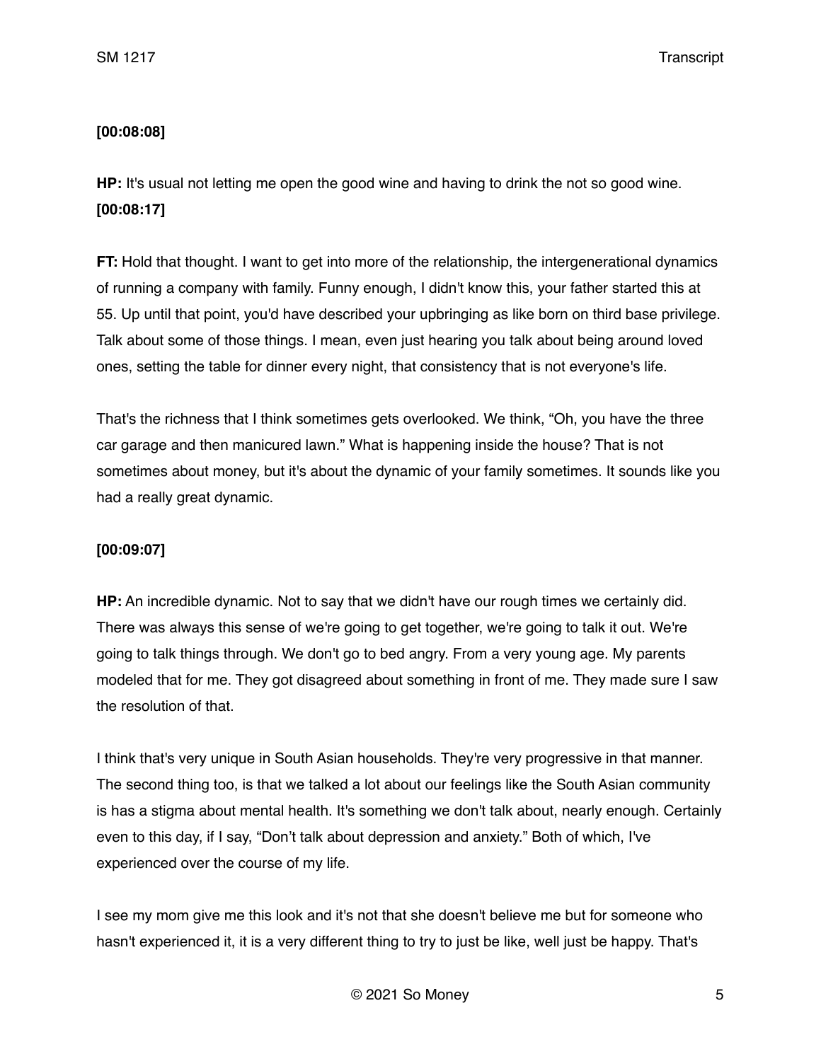**[00:08:08]**

**HP:** It's usual not letting me open the good wine and having to drink the not so good wine.
**[00:08:17]**

**FT:** Hold that thought. I want to get into more of the relationship, the intergenerational dynamics of running a company with family. Funny enough, I didn't know this, your father started this at 55. Up until that point, you'd have described your upbringing as like born on third base privilege. Talk about some of those things. I mean, even just hearing you talk about being around loved ones, setting the table for dinner every night, that consistency that is not everyone's life.

That's the richness that I think sometimes gets overlooked. We think, "Oh, you have the three car garage and then manicured lawn." What is happening inside the house? That is not sometimes about money, but it's about the dynamic of your family sometimes. It sounds like you had a really great dynamic.

**[00:09:07]**

**HP:** An incredible dynamic. Not to say that we didn't have our rough times we certainly did. There was always this sense of we're going to get together, we're going to talk it out. We're going to talk things through. We don't go to bed angry. From a very young age. My parents modeled that for me. They got disagreed about something in front of me. They made sure I saw the resolution of that.

I think that's very unique in South Asian households. They're very progressive in that manner. The second thing too, is that we talked a lot about our feelings like the South Asian community is has a stigma about mental health. It's something we don't talk about, nearly enough. Certainly even to this day, if I say, "Don't talk about depression and anxiety." Both of which, I've experienced over the course of my life.

I see my mom give me this look and it's not that she doesn't believe me but for someone who hasn't experienced it, it is a very different thing to try to just be like, well just be happy. That's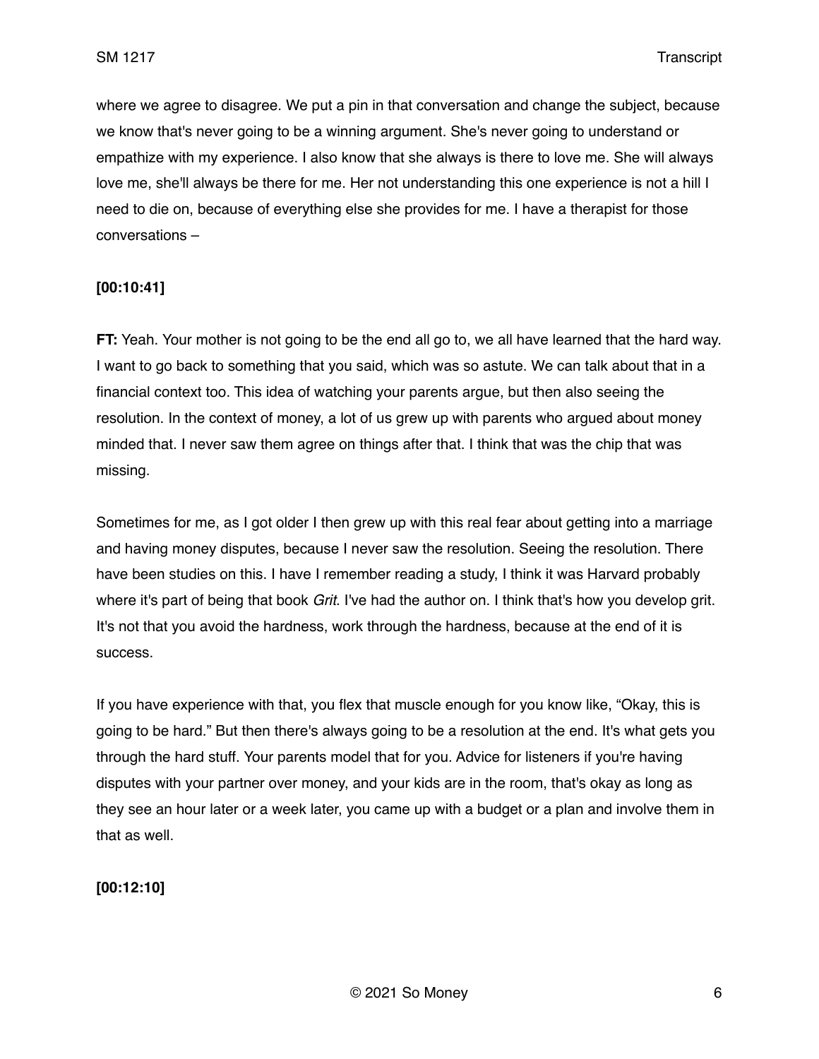where we agree to disagree. We put a pin in that conversation and change the subject, because we know that's never going to be a winning argument. She's never going to understand or empathize with my experience. I also know that she always is there to love me. She will always love me, she'll always be there for me. Her not understanding this one experience is not a hill I need to die on, because of everything else she provides for me. I have a therapist for those conversations –

**[00:10:41]**

**FT:** Yeah. Your mother is not going to be the end all go to, we all have learned that the hard way. I want to go back to something that you said, which was so astute. We can talk about that in a financial context too. This idea of watching your parents argue, but then also seeing the resolution. In the context of money, a lot of us grew up with parents who argued about money minded that. I never saw them agree on things after that. I think that was the chip that was missing.

Sometimes for me, as I got older I then grew up with this real fear about getting into a marriage and having money disputes, because I never saw the resolution. Seeing the resolution. There have been studies on this. I have I remember reading a study, I think it was Harvard probably where it's part of being that book *Grit*. I've had the author on. I think that's how you develop grit. It's not that you avoid the hardness, work through the hardness, because at the end of it is success.

If you have experience with that, you flex that muscle enough for you know like, "Okay, this is going to be hard." But then there's always going to be a resolution at the end. It's what gets you through the hard stuff. Your parents model that for you. Advice for listeners if you're having disputes with your partner over money, and your kids are in the room, that's okay as long as they see an hour later or a week later, you came up with a budget or a plan and involve them in that as well.

**[00:12:10]**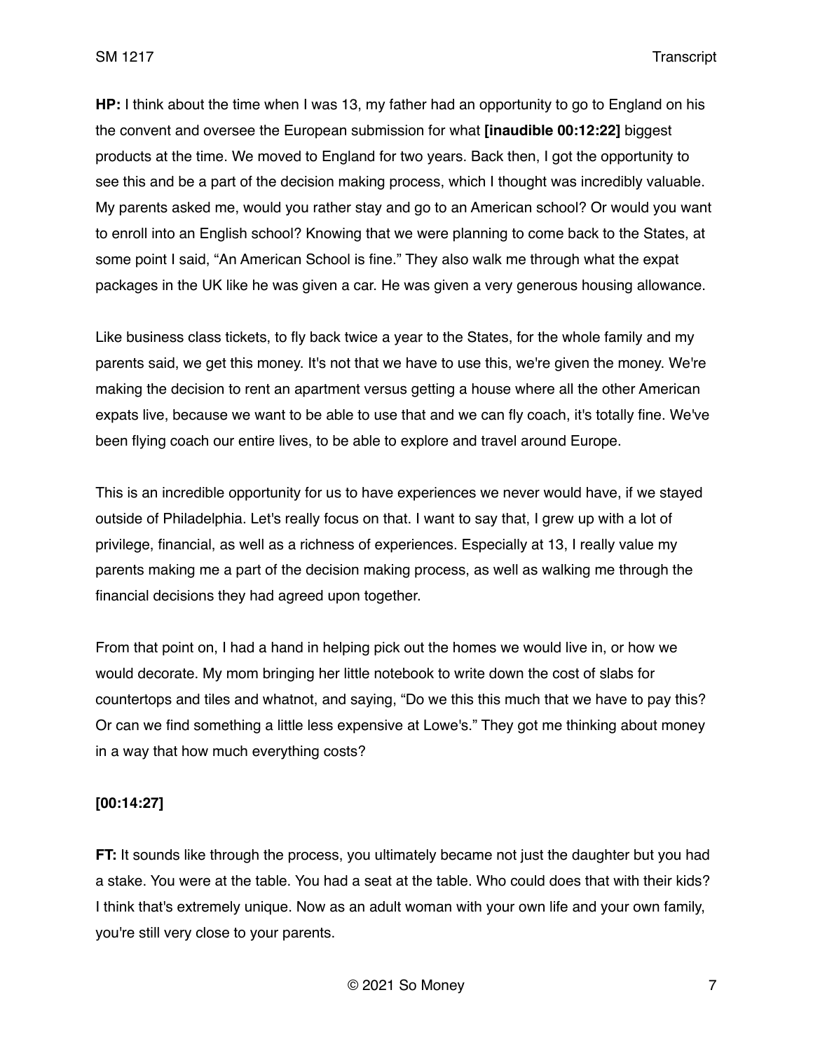**HP:** I think about the time when I was 13, my father had an opportunity to go to England on his the convent and oversee the European submission for what **[inaudible 00:12:22]** biggest products at the time. We moved to England for two years. Back then, I got the opportunity to see this and be a part of the decision making process, which I thought was incredibly valuable. My parents asked me, would you rather stay and go to an American school? Or would you want to enroll into an English school? Knowing that we were planning to come back to the States, at some point I said, "An American School is fine." They also walk me through what the expat packages in the UK like he was given a car. He was given a very generous housing allowance.

Like business class tickets, to fly back twice a year to the States, for the whole family and my parents said, we get this money. It's not that we have to use this, we're given the money. We're making the decision to rent an apartment versus getting a house where all the other American expats live, because we want to be able to use that and we can fly coach, it's totally fine. We've been flying coach our entire lives, to be able to explore and travel around Europe.

This is an incredible opportunity for us to have experiences we never would have, if we stayed outside of Philadelphia. Let's really focus on that. I want to say that, I grew up with a lot of privilege, financial, as well as a richness of experiences. Especially at 13, I really value my parents making me a part of the decision making process, as well as walking me through the financial decisions they had agreed upon together.

From that point on, I had a hand in helping pick out the homes we would live in, or how we would decorate. My mom bringing her little notebook to write down the cost of slabs for countertops and tiles and whatnot, and saying, "Do we this this much that we have to pay this? Or can we find something a little less expensive at Lowe's." They got me thinking about money in a way that how much everything costs?

**[00:14:27]**

**FT:** It sounds like through the process, you ultimately became not just the daughter but you had a stake. You were at the table. You had a seat at the table. Who could does that with their kids? I think that's extremely unique. Now as an adult woman with your own life and your own family, you're still very close to your parents.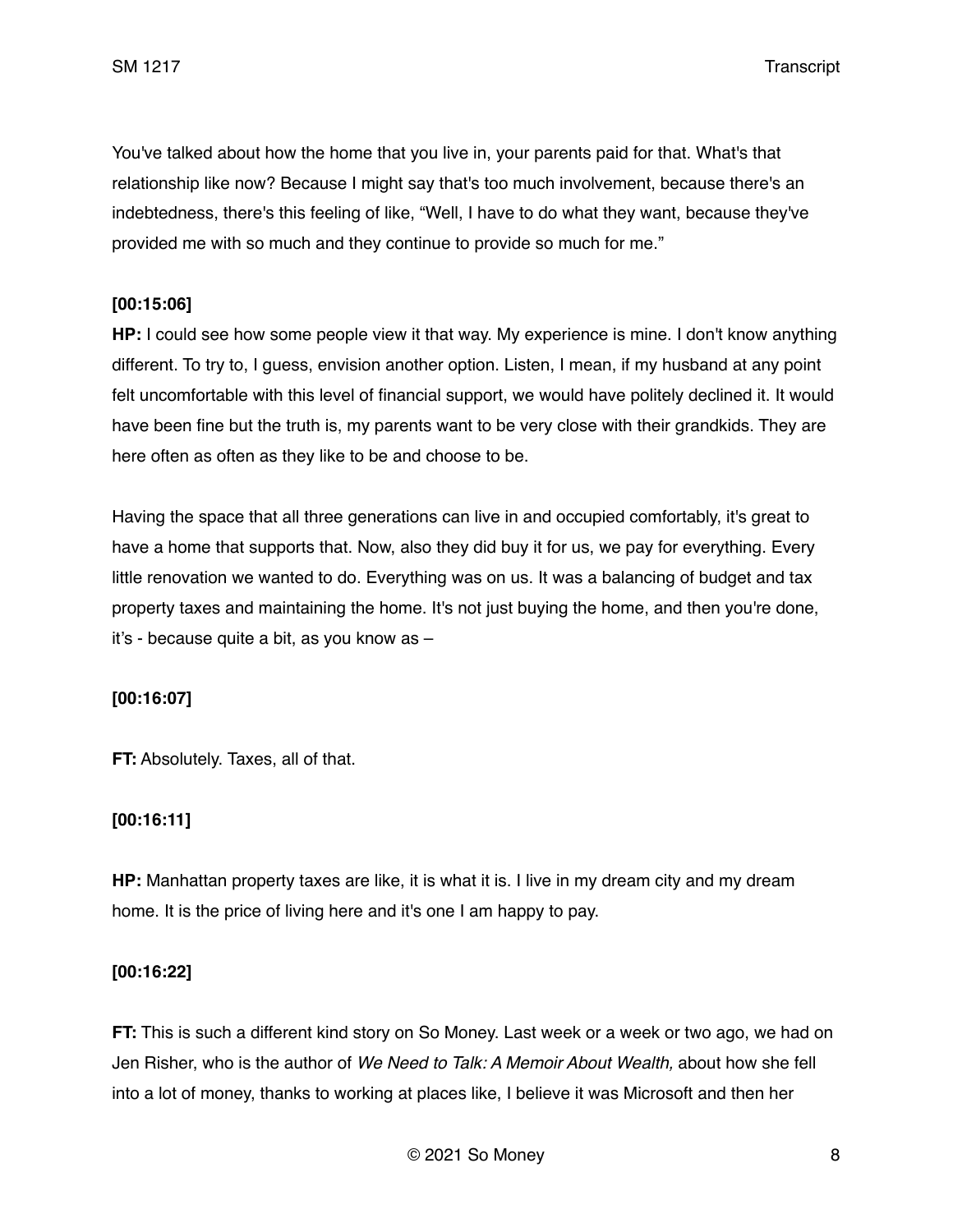You've talked about how the home that you live in, your parents paid for that. What's that relationship like now? Because I might say that's too much involvement, because there's an indebtedness, there's this feeling of like, "Well, I have to do what they want, because they've provided me with so much and they continue to provide so much for me."

**[00:15:06]**

**HP:** I could see how some people view it that way. My experience is mine. I don't know anything different. To try to, I guess, envision another option. Listen, I mean, if my husband at any point felt uncomfortable with this level of financial support, we would have politely declined it. It would have been fine but the truth is, my parents want to be very close with their grandkids. They are here often as often as they like to be and choose to be.

Having the space that all three generations can live in and occupied comfortably, it's great to have a home that supports that. Now, also they did buy it for us, we pay for everything. Every little renovation we wanted to do. Everything was on us. It was a balancing of budget and tax property taxes and maintaining the home. It's not just buying the home, and then you're done, it's - because quite a bit, as you know as –

**[00:16:07]**

**FT:** Absolutely. Taxes, all of that.

**[00:16:11]**

**HP:** Manhattan property taxes are like, it is what it is. I live in my dream city and my dream home. It is the price of living here and it's one I am happy to pay.

**[00:16:22]**

**FT:** This is such a different kind story on So Money. Last week or a week or two ago, we had on Jen Risher, who is the author of *We Need to Talk: A Memoir About Wealth,* about how she fell into a lot of money, thanks to working at places like, I believe it was Microsoft and then her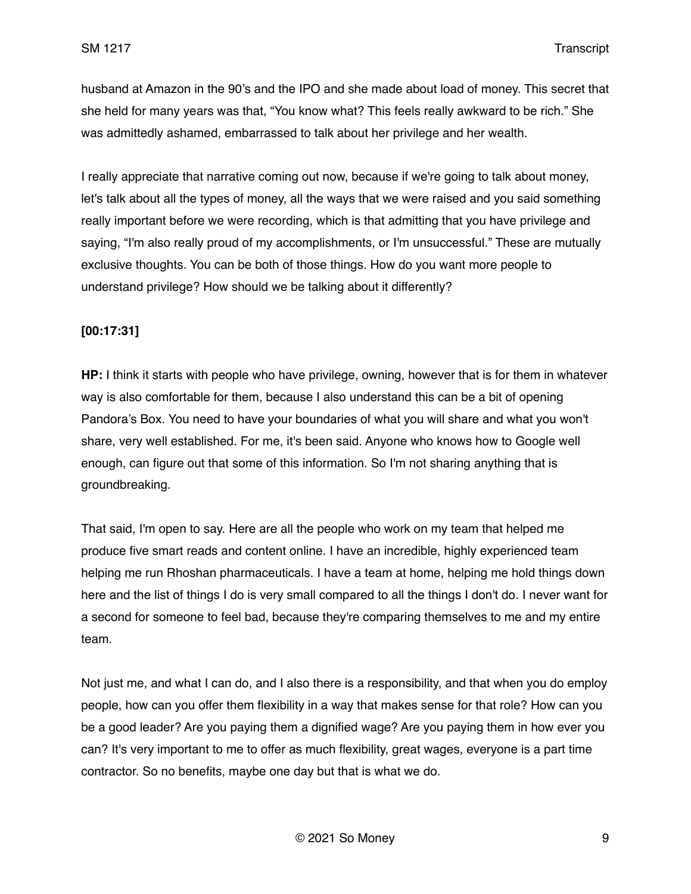husband at Amazon in the 90's and the IPO and she made about load of money. This secret that she held for many years was that, "You know what? This feels really awkward to be rich." She was admittedly ashamed, embarrassed to talk about her privilege and her wealth.

I really appreciate that narrative coming out now, because if we're going to talk about money, let's talk about all the types of money, all the ways that we were raised and you said something really important before we were recording, which is that admitting that you have privilege and saying, "I'm also really proud of my accomplishments, or I'm unsuccessful." These are mutually exclusive thoughts. You can be both of those things. How do you want more people to understand privilege? How should we be talking about it differently?

**[00:17:31]**

**HP:** I think it starts with people who have privilege, owning, however that is for them in whatever way is also comfortable for them, because I also understand this can be a bit of opening Pandora's Box. You need to have your boundaries of what you will share and what you won't share, very well established. For me, it's been said. Anyone who knows how to Google well enough, can figure out that some of this information. So I'm not sharing anything that is groundbreaking.

That said, I'm open to say. Here are all the people who work on my team that helped me produce five smart reads and content online. I have an incredible, highly experienced team helping me run Rhoshan pharmaceuticals. I have a team at home, helping me hold things down here and the list of things I do is very small compared to all the things I don't do. I never want for a second for someone to feel bad, because they're comparing themselves to me and my entire team.

Not just me, and what I can do, and I also there is a responsibility, and that when you do employ people, how can you offer them flexibility in a way that makes sense for that role? How can you be a good leader? Are you paying them a dignified wage? Are you paying them in how ever you can? It's very important to me to offer as much flexibility, great wages, everyone is a part time contractor. So no benefits, maybe one day but that is what we do.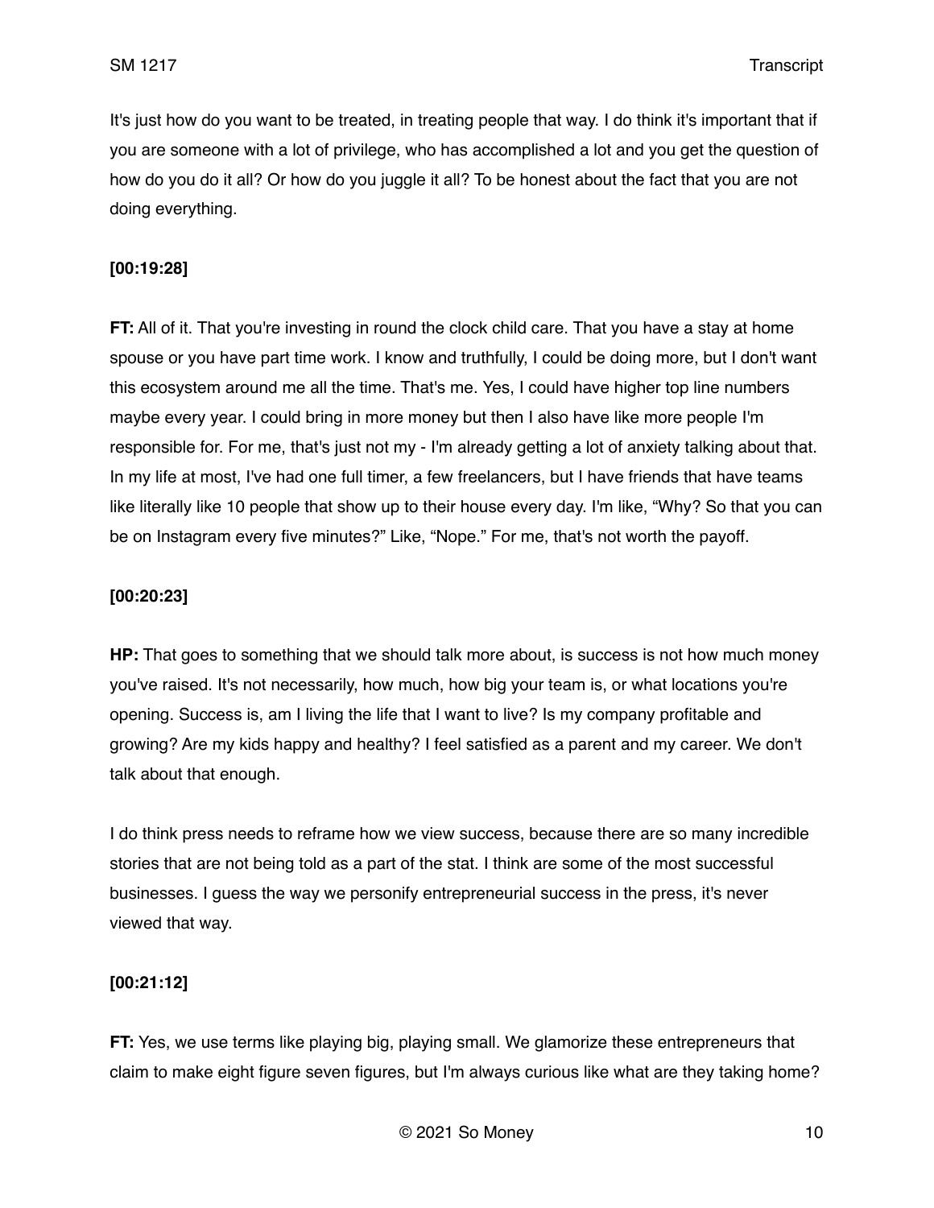It's just how do you want to be treated, in treating people that way. I do think it's important that if you are someone with a lot of privilege, who has accomplished a lot and you get the question of how do you do it all? Or how do you juggle it all? To be honest about the fact that you are not doing everything.

**[00:19:28]**

**FT:** All of it. That you're investing in round the clock child care. That you have a stay at home spouse or you have part time work. I know and truthfully, I could be doing more, but I don't want this ecosystem around me all the time. That's me. Yes, I could have higher top line numbers maybe every year. I could bring in more money but then I also have like more people I'm responsible for. For me, that's just not my - I'm already getting a lot of anxiety talking about that. In my life at most, I've had one full timer, a few freelancers, but I have friends that have teams like literally like 10 people that show up to their house every day. I'm like, "Why? So that you can be on Instagram every five minutes?" Like, "Nope." For me, that's not worth the payoff.

**[00:20:23]**

**HP:** That goes to something that we should talk more about, is success is not how much money you've raised. It's not necessarily, how much, how big your team is, or what locations you're opening. Success is, am I living the life that I want to live? Is my company profitable and growing? Are my kids happy and healthy? I feel satisfied as a parent and my career. We don't talk about that enough.

I do think press needs to reframe how we view success, because there are so many incredible stories that are not being told as a part of the stat. I think are some of the most successful businesses. I guess the way we personify entrepreneurial success in the press, it's never viewed that way.

**[00:21:12]**

**FT:** Yes, we use terms like playing big, playing small. We glamorize these entrepreneurs that claim to make eight figure seven figures, but I'm always curious like what are they taking home?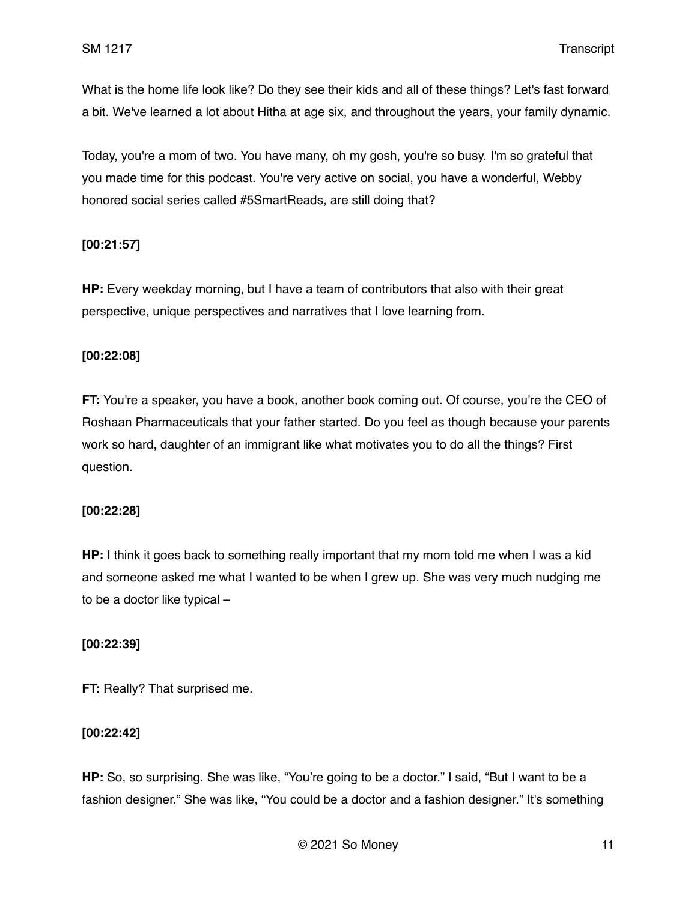What is the home life look like? Do they see their kids and all of these things? Let's fast forward a bit. We've learned a lot about Hitha at age six, and throughout the years, your family dynamic.

Today, you're a mom of two. You have many, oh my gosh, you're so busy. I'm so grateful that you made time for this podcast. You're very active on social, you have a wonderful, Webby honored social series called #5SmartReads, are still doing that?

**[00:21:57]**

**HP:** Every weekday morning, but I have a team of contributors that also with their great perspective, unique perspectives and narratives that I love learning from.

**[00:22:08]**

**FT:** You're a speaker, you have a book, another book coming out. Of course, you're the CEO of Roshaan Pharmaceuticals that your father started. Do you feel as though because your parents work so hard, daughter of an immigrant like what motivates you to do all the things? First question.

**[00:22:28]**

**HP:** I think it goes back to something really important that my mom told me when I was a kid and someone asked me what I wanted to be when I grew up. She was very much nudging me to be a doctor like typical –

**[00:22:39]**

**FT:** Really? That surprised me.

**[00:22:42]**

**HP:** So, so surprising. She was like, "You're going to be a doctor." I said, "But I want to be a fashion designer." She was like, "You could be a doctor and a fashion designer." It's something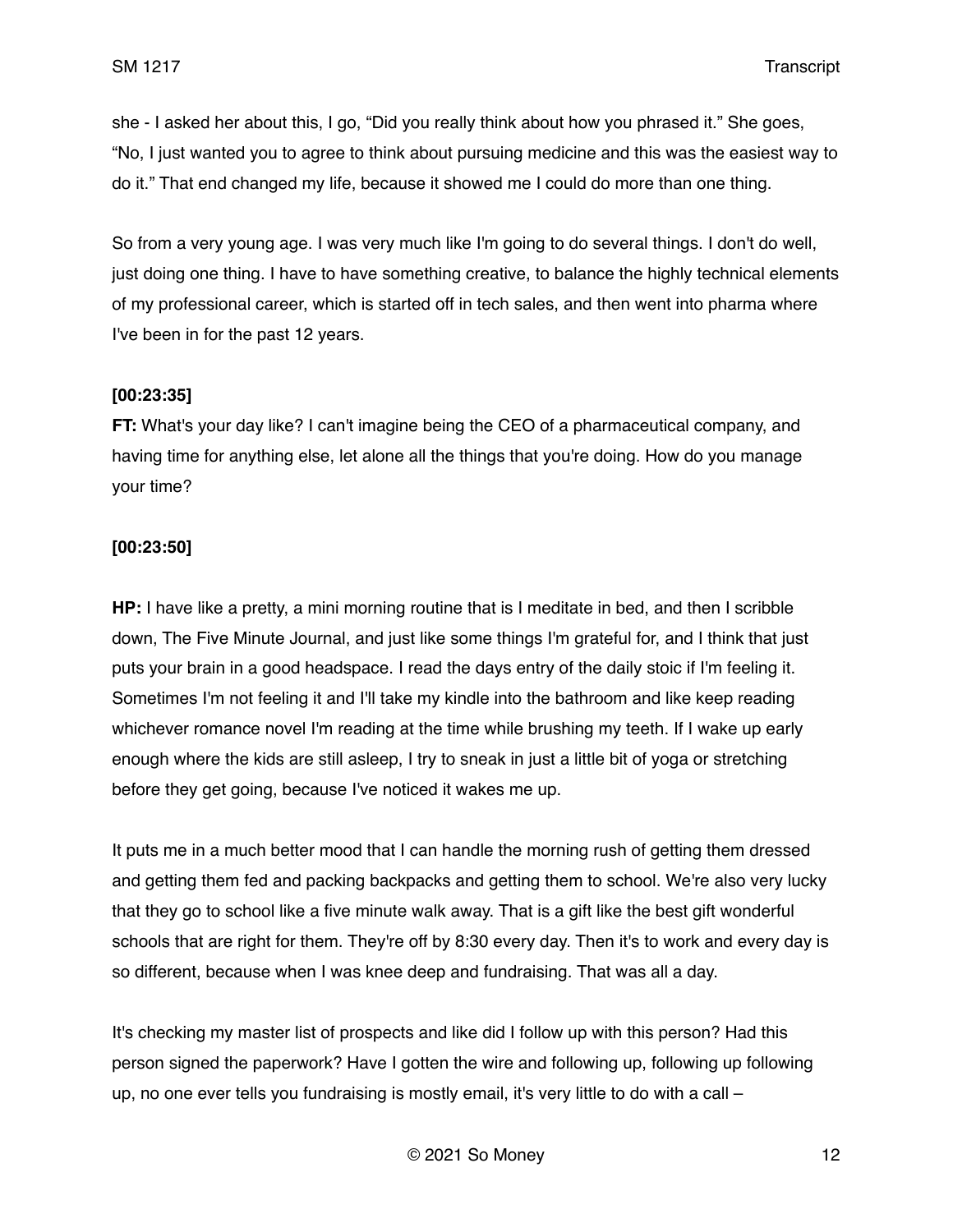she - I asked her about this, I go, "Did you really think about how you phrased it." She goes, "No, I just wanted you to agree to think about pursuing medicine and this was the easiest way to do it." That end changed my life, because it showed me I could do more than one thing.

So from a very young age. I was very much like I'm going to do several things. I don't do well, just doing one thing. I have to have something creative, to balance the highly technical elements of my professional career, which is started off in tech sales, and then went into pharma where I've been in for the past 12 years.

**[00:23:35]**

**FT:** What's your day like? I can't imagine being the CEO of a pharmaceutical company, and having time for anything else, let alone all the things that you're doing. How do you manage your time?

**[00:23:50]**

**HP:** I have like a pretty, a mini morning routine that is I meditate in bed, and then I scribble down, The Five Minute Journal, and just like some things I'm grateful for, and I think that just puts your brain in a good headspace. I read the days entry of the daily stoic if I'm feeling it. Sometimes I'm not feeling it and I'll take my kindle into the bathroom and like keep reading whichever romance novel I'm reading at the time while brushing my teeth. If I wake up early enough where the kids are still asleep, I try to sneak in just a little bit of yoga or stretching before they get going, because I've noticed it wakes me up.

It puts me in a much better mood that I can handle the morning rush of getting them dressed and getting them fed and packing backpacks and getting them to school. We're also very lucky that they go to school like a five minute walk away. That is a gift like the best gift wonderful schools that are right for them. They're off by 8:30 every day. Then it's to work and every day is so different, because when I was knee deep and fundraising. That was all a day.

It's checking my master list of prospects and like did I follow up with this person? Had this person signed the paperwork? Have I gotten the wire and following up, following up following up, no one ever tells you fundraising is mostly email, it's very little to do with a call –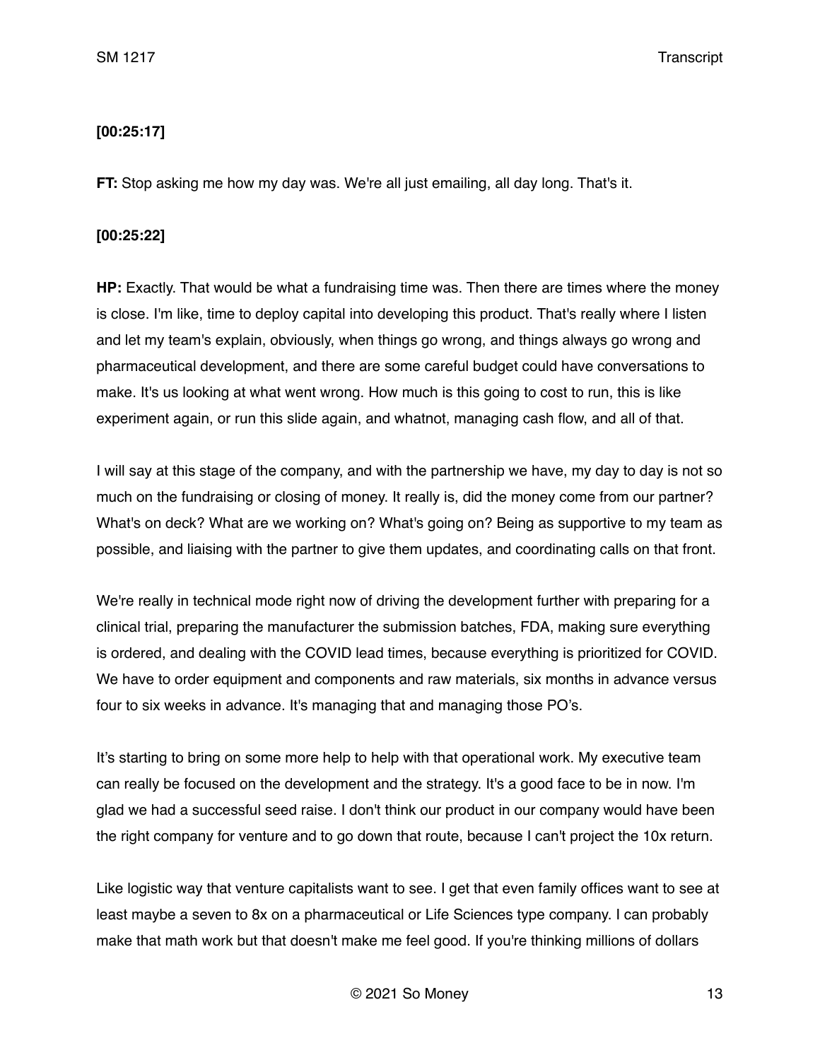**[00:25:17]**

**FT:** Stop asking me how my day was. We're all just emailing, all day long. That's it.

**[00:25:22]**

**HP:** Exactly. That would be what a fundraising time was. Then there are times where the money is close. I'm like, time to deploy capital into developing this product. That's really where I listen and let my team's explain, obviously, when things go wrong, and things always go wrong and pharmaceutical development, and there are some careful budget could have conversations to make. It's us looking at what went wrong. How much is this going to cost to run, this is like experiment again, or run this slide again, and whatnot, managing cash flow, and all of that.

I will say at this stage of the company, and with the partnership we have, my day to day is not so much on the fundraising or closing of money. It really is, did the money come from our partner? What's on deck? What are we working on? What's going on? Being as supportive to my team as possible, and liaising with the partner to give them updates, and coordinating calls on that front.

We're really in technical mode right now of driving the development further with preparing for a clinical trial, preparing the manufacturer the submission batches, FDA, making sure everything is ordered, and dealing with the COVID lead times, because everything is prioritized for COVID. We have to order equipment and components and raw materials, six months in advance versus four to six weeks in advance. It's managing that and managing those PO's.

It's starting to bring on some more help to help with that operational work. My executive team can really be focused on the development and the strategy. It's a good face to be in now. I'm glad we had a successful seed raise. I don't think our product in our company would have been the right company for venture and to go down that route, because I can't project the 10x return.

Like logistic way that venture capitalists want to see. I get that even family offices want to see at least maybe a seven to 8x on a pharmaceutical or Life Sciences type company. I can probably make that math work but that doesn't make me feel good. If you're thinking millions of dollars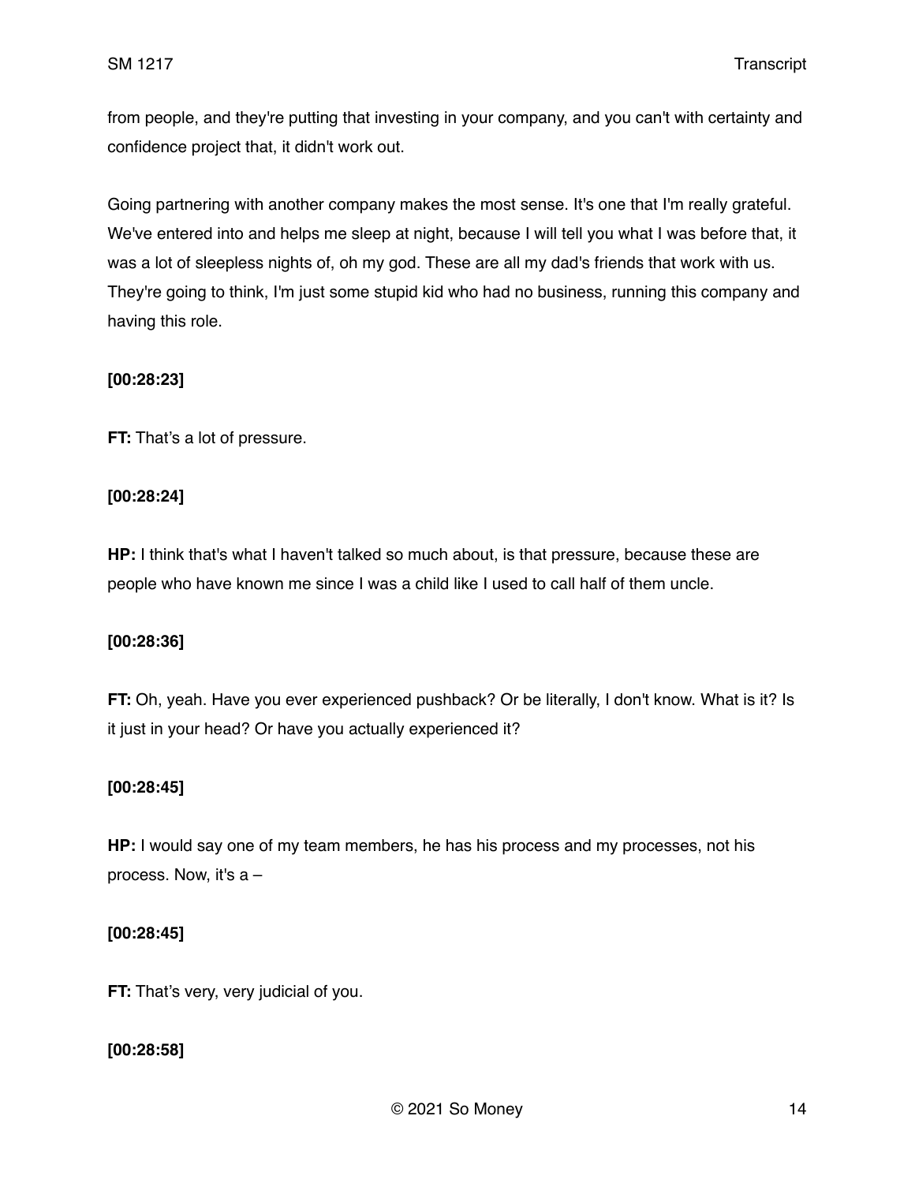from people, and they're putting that investing in your company, and you can't with certainty and confidence project that, it didn't work out.

Going partnering with another company makes the most sense. It's one that I'm really grateful. We've entered into and helps me sleep at night, because I will tell you what I was before that, it was a lot of sleepless nights of, oh my god. These are all my dad's friends that work with us. They're going to think, I'm just some stupid kid who had no business, running this company and having this role.

**[00:28:23]**

**FT:** That's a lot of pressure.

**[00:28:24]**

**HP:** I think that's what I haven't talked so much about, is that pressure, because these are people who have known me since I was a child like I used to call half of them uncle.

**[00:28:36]**

**FT:** Oh, yeah. Have you ever experienced pushback? Or be literally, I don't know. What is it? Is it just in your head? Or have you actually experienced it?

**[00:28:45]**

**HP:** I would say one of my team members, he has his process and my processes, not his process. Now, it's a –

**[00:28:45]**

**FT:** That's very, very judicial of you.

**[00:28:58]**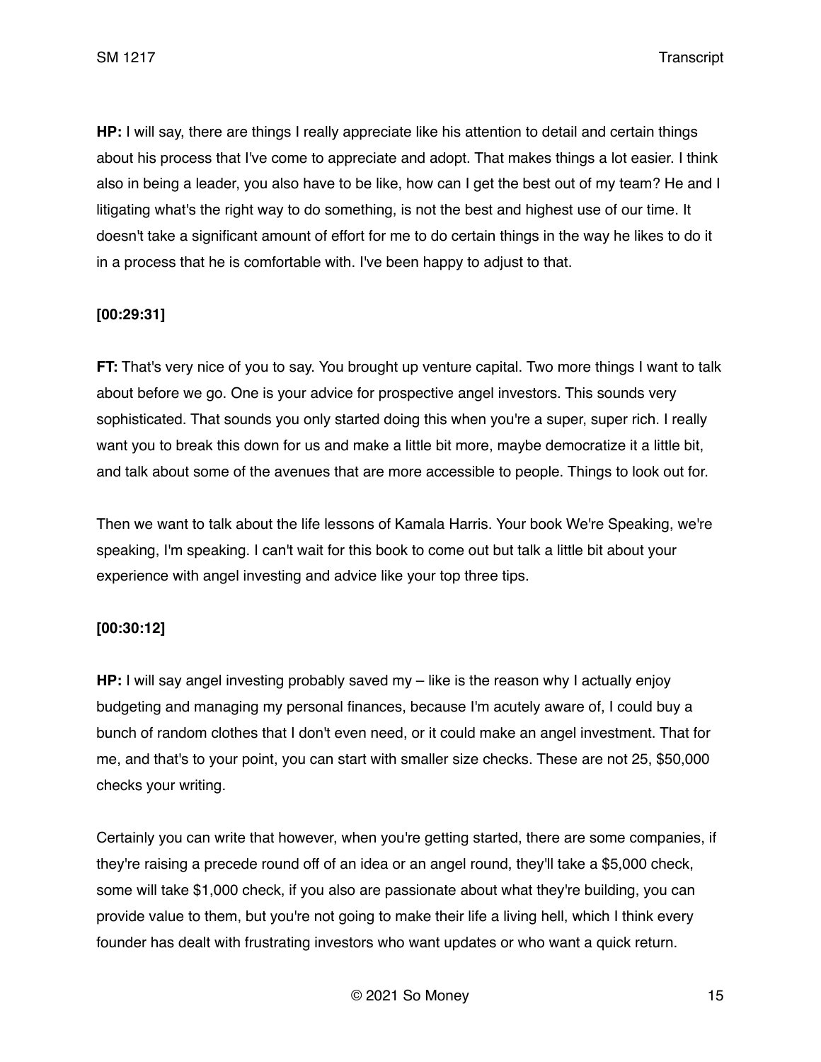**HP:** I will say, there are things I really appreciate like his attention to detail and certain things about his process that I've come to appreciate and adopt. That makes things a lot easier. I think also in being a leader, you also have to be like, how can I get the best out of my team? He and I litigating what's the right way to do something, is not the best and highest use of our time. It doesn't take a significant amount of effort for me to do certain things in the way he likes to do it in a process that he is comfortable with. I've been happy to adjust to that.

**[00:29:31]**

**FT:** That's very nice of you to say. You brought up venture capital. Two more things I want to talk about before we go. One is your advice for prospective angel investors. This sounds very sophisticated. That sounds you only started doing this when you're a super, super rich. I really want you to break this down for us and make a little bit more, maybe democratize it a little bit, and talk about some of the avenues that are more accessible to people. Things to look out for.

Then we want to talk about the life lessons of Kamala Harris. Your book We're Speaking, we're speaking, I'm speaking. I can't wait for this book to come out but talk a little bit about your experience with angel investing and advice like your top three tips.

**[00:30:12]**

**HP:** I will say angel investing probably saved my – like is the reason why I actually enjoy budgeting and managing my personal finances, because I'm acutely aware of, I could buy a bunch of random clothes that I don't even need, or it could make an angel investment. That for me, and that's to your point, you can start with smaller size checks. These are not 25, $50,000 checks your writing.

Certainly you can write that however, when you're getting started, there are some companies, if they're raising a precede round off of an idea or an angel round, they'll take a $5,000 check, some will take $1,000 check, if you also are passionate about what they're building, you can provide value to them, but you're not going to make their life a living hell, which I think every founder has dealt with frustrating investors who want updates or who want a quick return.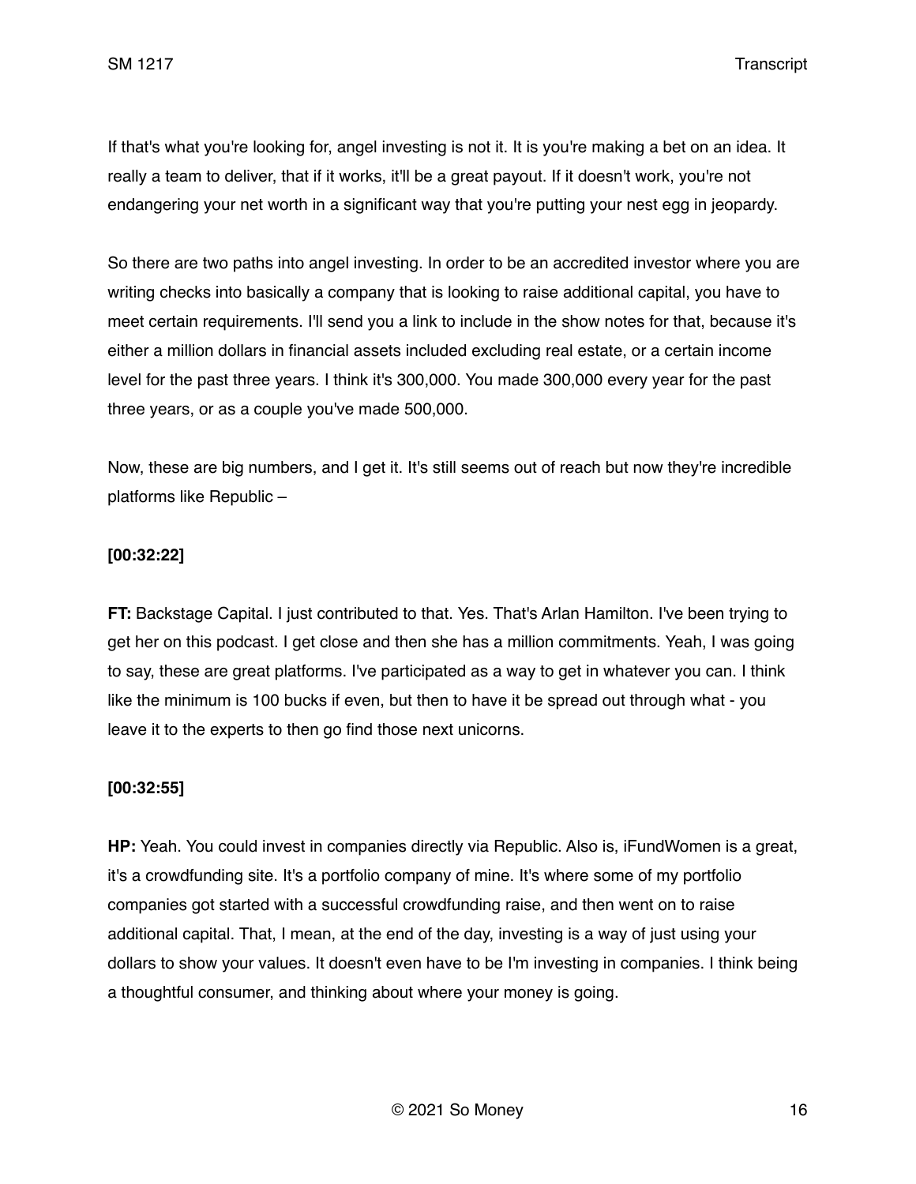If that's what you're looking for, angel investing is not it. It is you're making a bet on an idea. It really a team to deliver, that if it works, it'll be a great payout. If it doesn't work, you're not endangering your net worth in a significant way that you're putting your nest egg in jeopardy.

So there are two paths into angel investing. In order to be an accredited investor where you are writing checks into basically a company that is looking to raise additional capital, you have to meet certain requirements. I'll send you a link to include in the show notes for that, because it's either a million dollars in financial assets included excluding real estate, or a certain income level for the past three years. I think it's 300,000. You made 300,000 every year for the past three years, or as a couple you've made 500,000.

Now, these are big numbers, and I get it. It's still seems out of reach but now they're incredible platforms like Republic –

**[00:32:22]**

**FT:** Backstage Capital. I just contributed to that. Yes. That's Arlan Hamilton. I've been trying to get her on this podcast. I get close and then she has a million commitments. Yeah, I was going to say, these are great platforms. I've participated as a way to get in whatever you can. I think like the minimum is 100 bucks if even, but then to have it be spread out through what - you leave it to the experts to then go find those next unicorns.

**[00:32:55]**

**HP:** Yeah. You could invest in companies directly via Republic. Also is, iFundWomen is a great, it's a crowdfunding site. It's a portfolio company of mine. It's where some of my portfolio companies got started with a successful crowdfunding raise, and then went on to raise additional capital. That, I mean, at the end of the day, investing is a way of just using your dollars to show your values. It doesn't even have to be I'm investing in companies. I think being a thoughtful consumer, and thinking about where your money is going.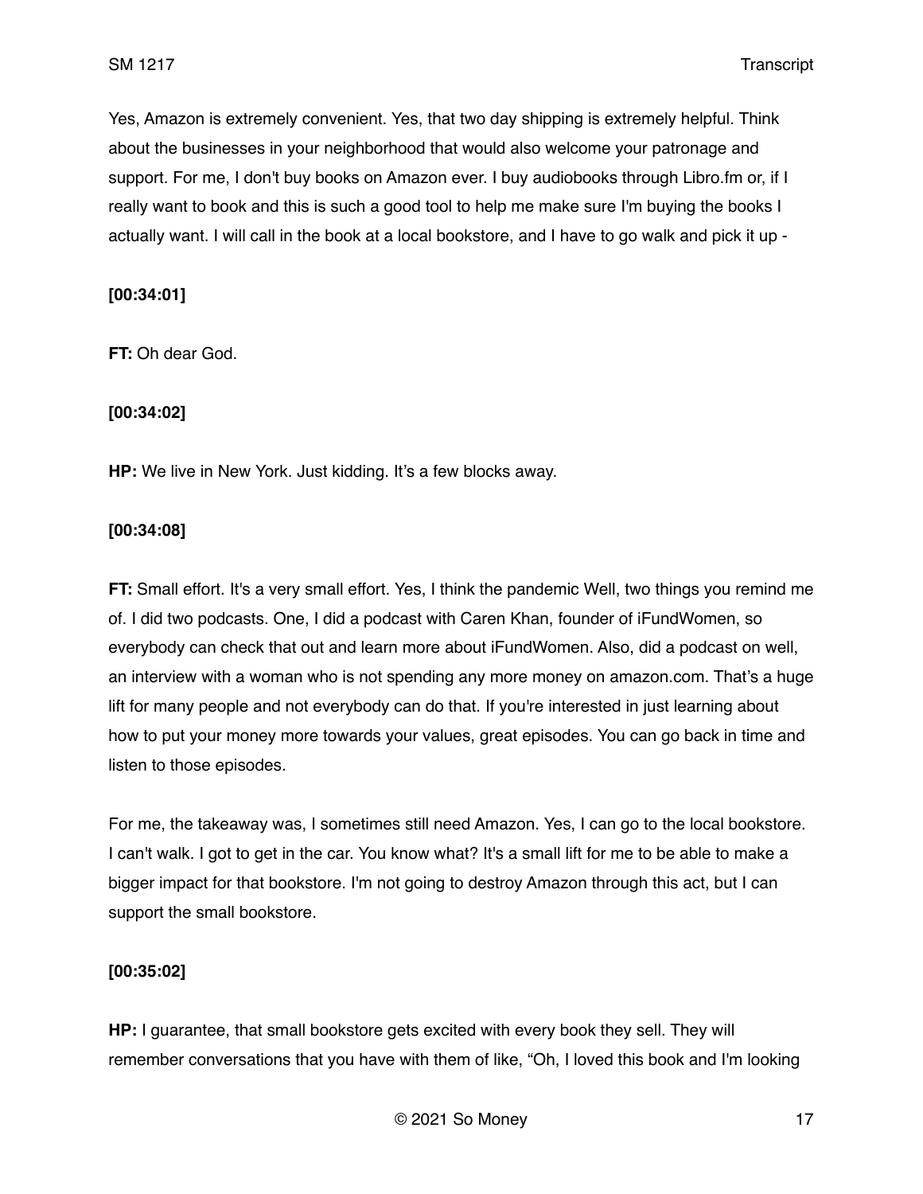Yes, Amazon is extremely convenient. Yes, that two day shipping is extremely helpful. Think about the businesses in your neighborhood that would also welcome your patronage and support. For me, I don't buy books on Amazon ever. I buy audiobooks through Libro.fm or, if I really want to book and this is such a good tool to help me make sure I'm buying the books I actually want. I will call in the book at a local bookstore, and I have to go walk and pick it up -

**[00:34:01]**

**FT:** Oh dear God.

**[00:34:02]**

**HP:** We live in New York. Just kidding. It's a few blocks away.

**[00:34:08]**

**FT:** Small effort. It's a very small effort. Yes, I think the pandemic Well, two things you remind me of. I did two podcasts. One, I did a podcast with Caren Khan, founder of iFundWomen, so everybody can check that out and learn more about iFundWomen. Also, did a podcast on well, an interview with a woman who is not spending any more money on amazon.com. That's a huge lift for many people and not everybody can do that. If you're interested in just learning about how to put your money more towards your values, great episodes. You can go back in time and listen to those episodes.

For me, the takeaway was, I sometimes still need Amazon. Yes, I can go to the local bookstore. I can't walk. I got to get in the car. You know what? It's a small lift for me to be able to make a bigger impact for that bookstore. I'm not going to destroy Amazon through this act, but I can support the small bookstore.

**[00:35:02]**

**HP:** I guarantee, that small bookstore gets excited with every book they sell. They will remember conversations that you have with them of like, "Oh, I loved this book and I'm looking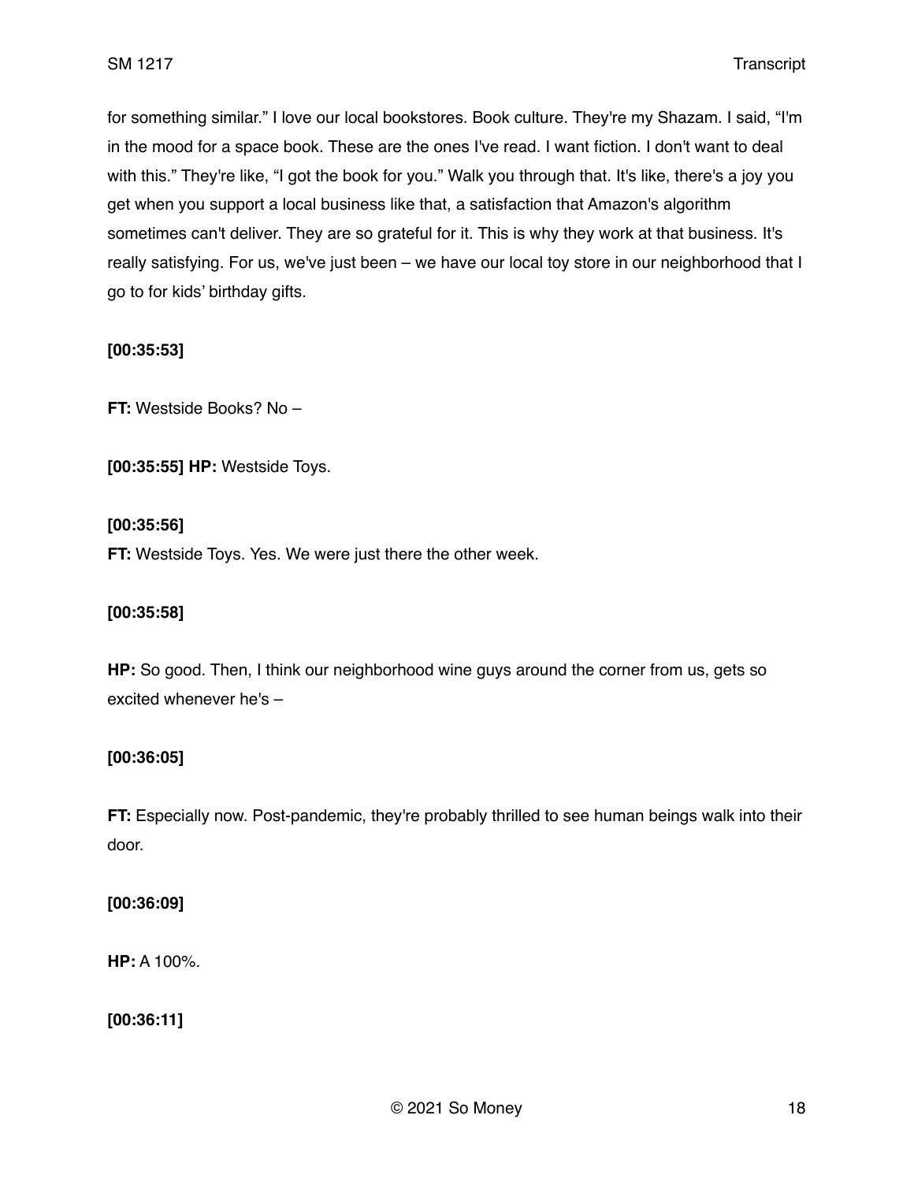for something similar." I love our local bookstores. Book culture. They're my Shazam. I said, "I'm in the mood for a space book. These are the ones I've read. I want fiction. I don't want to deal with this." They're like, "I got the book for you." Walk you through that. It's like, there's a joy you get when you support a local business like that, a satisfaction that Amazon's algorithm sometimes can't deliver. They are so grateful for it. This is why they work at that business. It's really satisfying. For us, we've just been – we have our local toy store in our neighborhood that I go to for kids' birthday gifts.

**[00:35:53]**

**FT:** Westside Books? No –

**[00:35:55] HP:** Westside Toys.

**[00:35:56]**
**FT:** Westside Toys. Yes. We were just there the other week.

**[00:35:58]**

**HP:** So good. Then, I think our neighborhood wine guys around the corner from us, gets so excited whenever he's –

**[00:36:05]**

**FT:** Especially now. Post-pandemic, they're probably thrilled to see human beings walk into their door.

**[00:36:09]**

**HP:** A 100%.

**[00:36:11]**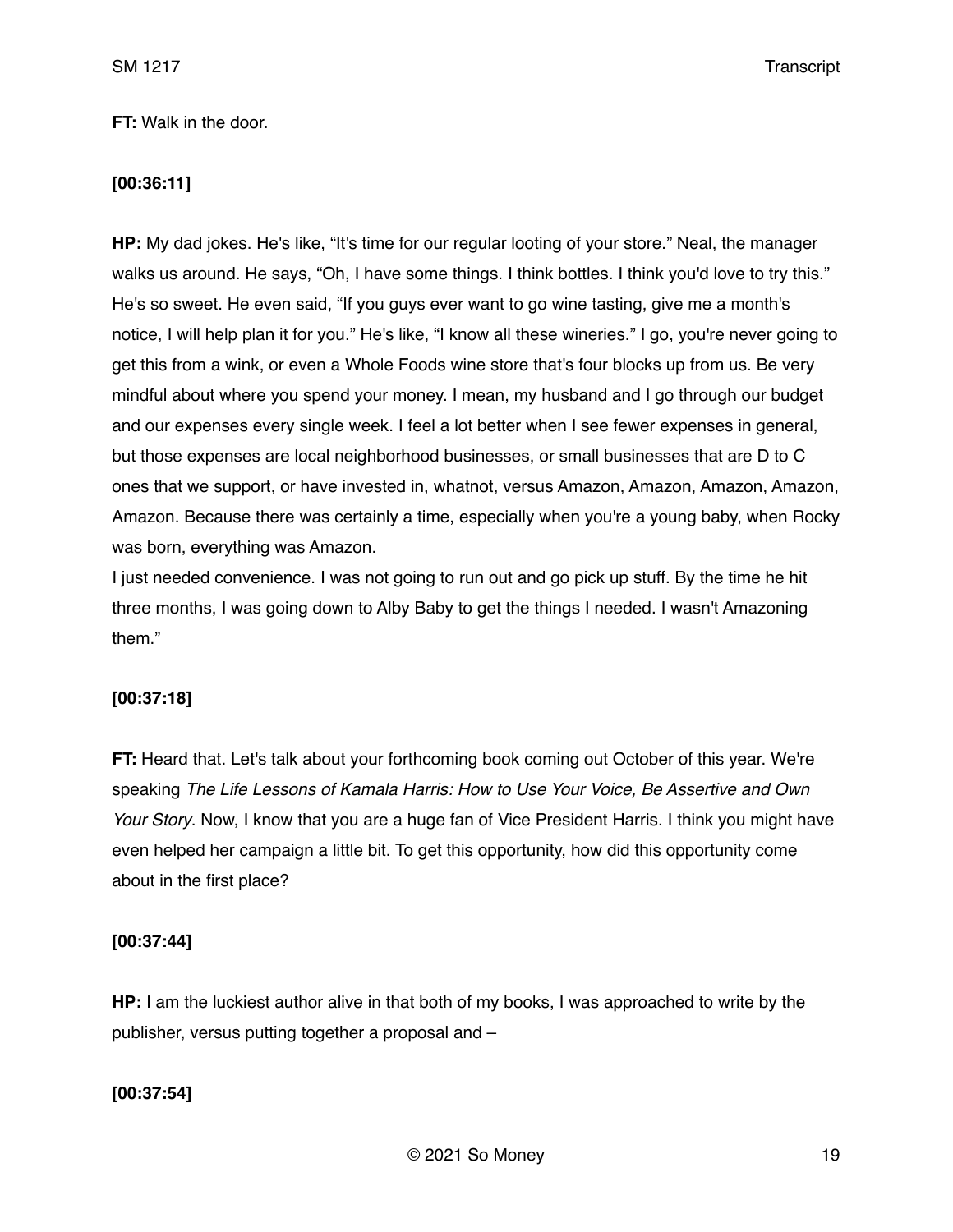**FT:** Walk in the door.

**[00:36:11]**

**HP:** My dad jokes. He's like, "It's time for our regular looting of your store." Neal, the manager walks us around. He says, "Oh, I have some things. I think bottles. I think you'd love to try this." He's so sweet. He even said, "If you guys ever want to go wine tasting, give me a month's notice, I will help plan it for you." He's like, "I know all these wineries." I go, you're never going to get this from a wink, or even a Whole Foods wine store that's four blocks up from us. Be very mindful about where you spend your money. I mean, my husband and I go through our budget and our expenses every single week. I feel a lot better when I see fewer expenses in general, but those expenses are local neighborhood businesses, or small businesses that are D to C ones that we support, or have invested in, whatnot, versus Amazon, Amazon, Amazon, Amazon, Amazon. Because there was certainly a time, especially when you're a young baby, when Rocky was born, everything was Amazon.

I just needed convenience. I was not going to run out and go pick up stuff. By the time he hit three months, I was going down to Alby Baby to get the things I needed. I wasn't Amazoning them."

**[00:37:18]**

**FT:** Heard that. Let's talk about your forthcoming book coming out October of this year. We're speaking *The Life Lessons of Kamala Harris: How to Use Your Voice, Be Assertive and Own Your Story*. Now, I know that you are a huge fan of Vice President Harris. I think you might have even helped her campaign a little bit. To get this opportunity, how did this opportunity come about in the first place?

**[00:37:44]**

**HP:** I am the luckiest author alive in that both of my books, I was approached to write by the publisher, versus putting together a proposal and –

**[00:37:54]**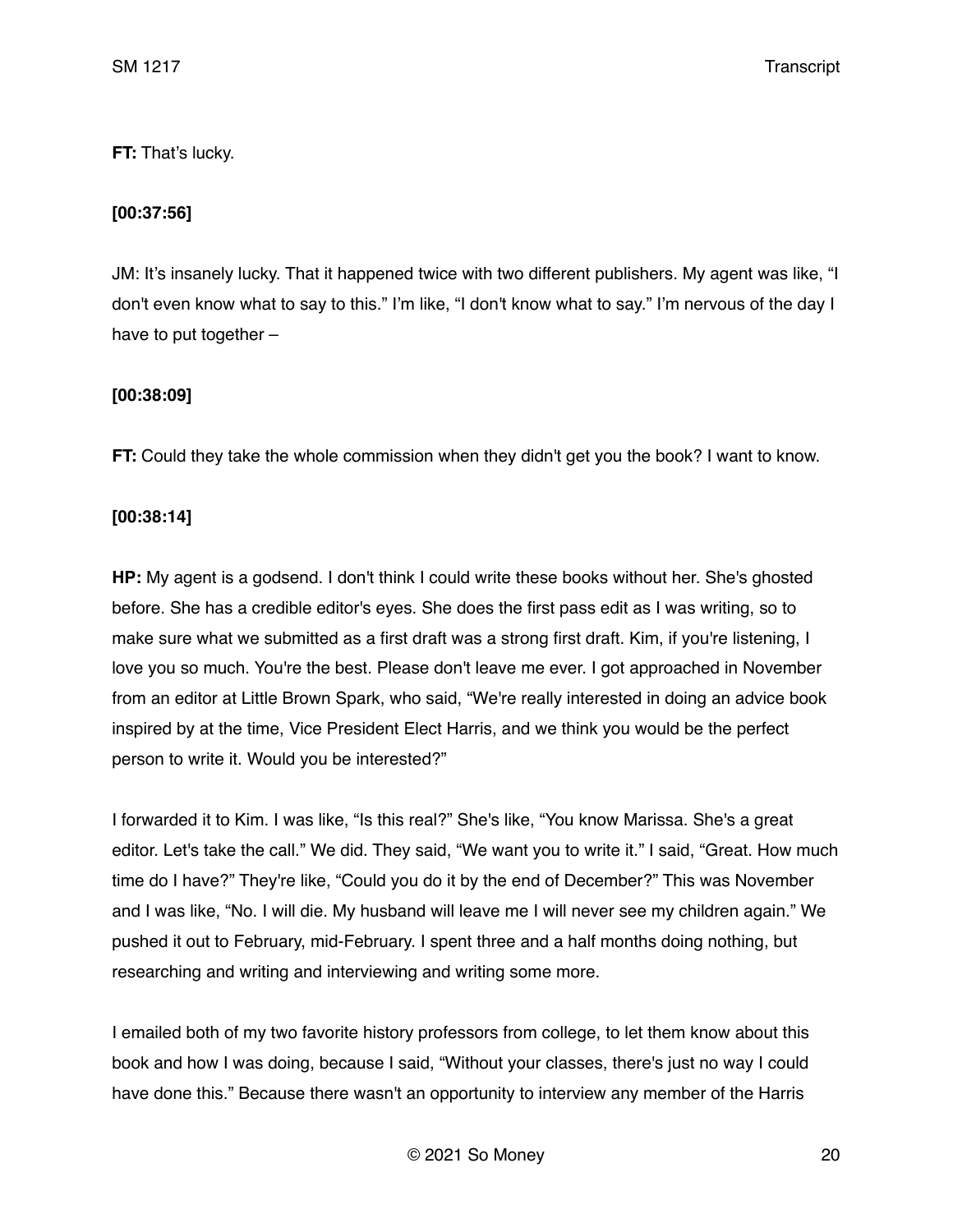**FT:** That's lucky.

**[00:37:56]**

JM: It's insanely lucky. That it happened twice with two different publishers. My agent was like, "I don't even know what to say to this." I'm like, "I don't know what to say." I'm nervous of the day I have to put together –

**[00:38:09]**

**FT:** Could they take the whole commission when they didn't get you the book? I want to know.

**[00:38:14]**

**HP:** My agent is a godsend. I don't think I could write these books without her. She's ghosted before. She has a credible editor's eyes. She does the first pass edit as I was writing, so to make sure what we submitted as a first draft was a strong first draft. Kim, if you're listening, I love you so much. You're the best. Please don't leave me ever. I got approached in November from an editor at Little Brown Spark, who said, "We're really interested in doing an advice book inspired by at the time, Vice President Elect Harris, and we think you would be the perfect person to write it. Would you be interested?"

I forwarded it to Kim. I was like, "Is this real?" She's like, "You know Marissa. She's a great editor. Let's take the call." We did. They said, "We want you to write it." I said, "Great. How much time do I have?" They're like, "Could you do it by the end of December?" This was November and I was like, "No. I will die. My husband will leave me I will never see my children again." We pushed it out to February, mid-February. I spent three and a half months doing nothing, but researching and writing and interviewing and writing some more.

I emailed both of my two favorite history professors from college, to let them know about this book and how I was doing, because I said, "Without your classes, there's just no way I could have done this." Because there wasn't an opportunity to interview any member of the Harris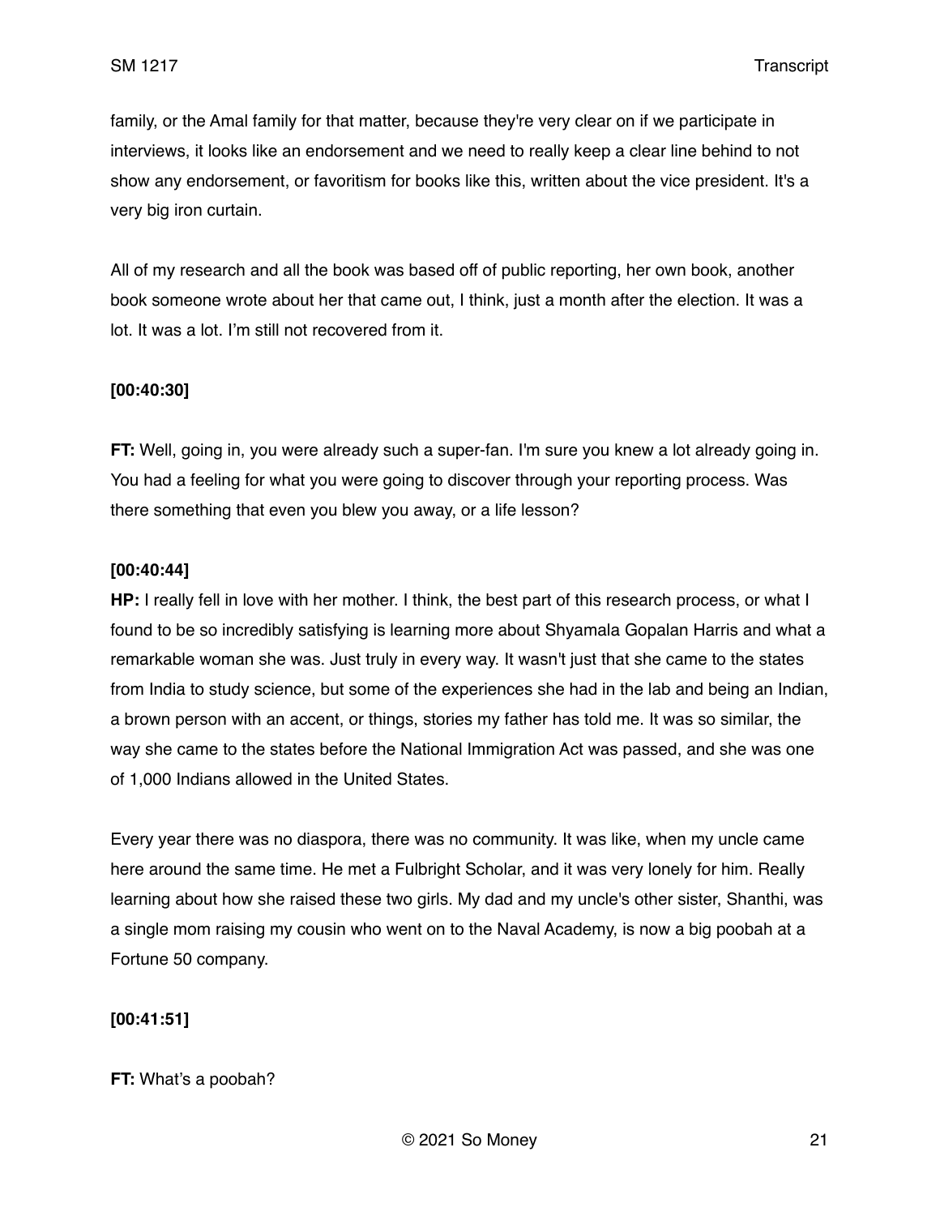family, or the Amal family for that matter, because they're very clear on if we participate in interviews, it looks like an endorsement and we need to really keep a clear line behind to not show any endorsement, or favoritism for books like this, written about the vice president. It's a very big iron curtain.

All of my research and all the book was based off of public reporting, her own book, another book someone wrote about her that came out, I think, just a month after the election. It was a lot. It was a lot. I'm still not recovered from it.

**[00:40:30]**

**FT:** Well, going in, you were already such a super-fan. I'm sure you knew a lot already going in. You had a feeling for what you were going to discover through your reporting process. Was there something that even you blew you away, or a life lesson?

**[00:40:44]**

**HP:** I really fell in love with her mother. I think, the best part of this research process, or what I found to be so incredibly satisfying is learning more about Shyamala Gopalan Harris and what a remarkable woman she was. Just truly in every way. It wasn't just that she came to the states from India to study science, but some of the experiences she had in the lab and being an Indian, a brown person with an accent, or things, stories my father has told me. It was so similar, the way she came to the states before the National Immigration Act was passed, and she was one of 1,000 Indians allowed in the United States.

Every year there was no diaspora, there was no community. It was like, when my uncle came here around the same time. He met a Fulbright Scholar, and it was very lonely for him. Really learning about how she raised these two girls. My dad and my uncle's other sister, Shanthi, was a single mom raising my cousin who went on to the Naval Academy, is now a big poobah at a Fortune 50 company.

**[00:41:51]**

**FT:** What's a poobah?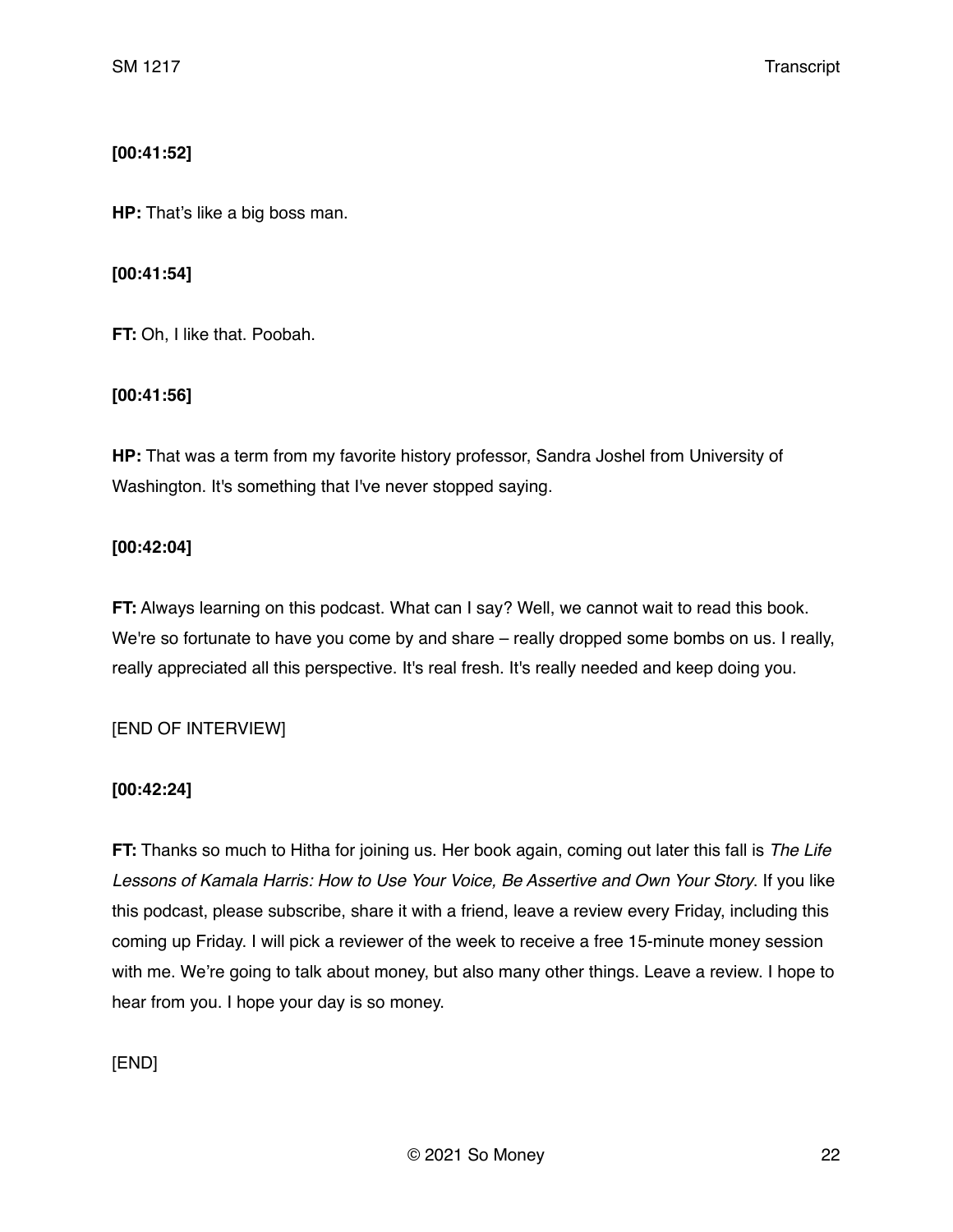**[00:41:52]**

**HP:** That's like a big boss man.

**[00:41:54]**

**FT:** Oh, I like that. Poobah.

**[00:41:56]**

**HP:** That was a term from my favorite history professor, Sandra Joshel from University of Washington. It's something that I've never stopped saying.

**[00:42:04]**

**FT:** Always learning on this podcast. What can I say? Well, we cannot wait to read this book. We're so fortunate to have you come by and share – really dropped some bombs on us. I really, really appreciated all this perspective. It's real fresh. It's really needed and keep doing you.

[END OF INTERVIEW]

**[00:42:24]**

**FT:** Thanks so much to Hitha for joining us. Her book again, coming out later this fall is *The Life Lessons of Kamala Harris: How to Use Your Voice, Be Assertive and Own Your Story*. If you like this podcast, please subscribe, share it with a friend, leave a review every Friday, including this coming up Friday. I will pick a reviewer of the week to receive a free 15-minute money session with me. We're going to talk about money, but also many other things. Leave a review. I hope to hear from you. I hope your day is so money.

[END]